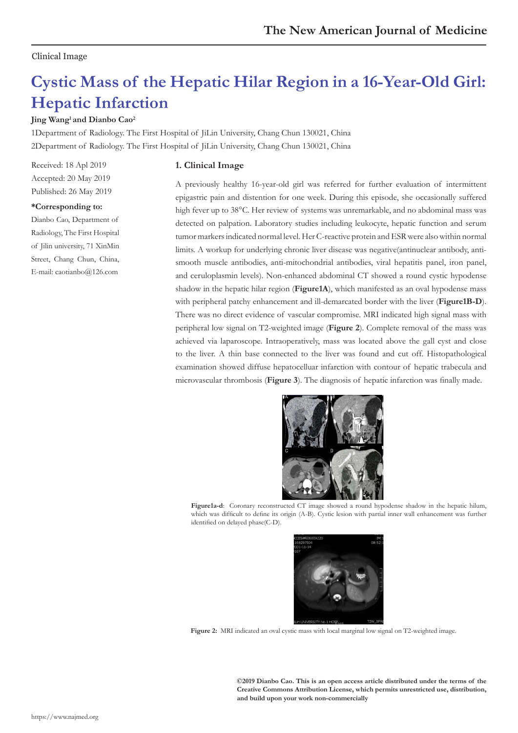Clinical Image

# Cystic Mass of the Hepatic Hilar Region in a 16-Year-Old Girl: Hepatic Infarction

**Jing Wang[1] and Dianbo Cao[2]**

1Department of Radiology. The First Hospital of JiLin University, Chang Chun 130021, China

2Department of Radiology. The First Hospital of JiLin University, Chang Chun 130021, China

Received: 18 Apl 2019

Accepted: 20 May 2019

Published: 26 May 2019

**\*Corresponding to:**

Dianbo Cao, Department of Radiology, The First Hospital of Jilin university, 71 XinMin Street, Chang Chun, China, E-mail: caotianbo@126.com

## 1. Clinical Image

A previously healthy 16-year-old girl was referred for further evaluation of intermittent epigastric pain and distention for one week. During this episode, she occasionally suffered high fever up to 38°C. Her review of systems was unremarkable, and no abdominal mass was detected on palpation. Laboratory studies including leukocyte, hepatic function and serum tumor markers indicated normal level. Her C-reactive protein and ESR were also within normal limits. A workup for underlying chronic liver disease was negative(antinuclear antibody, anti-smooth muscle antibodies, anti-mitochondrial antibodies, viral hepatitis panel, iron panel, and ceruloplasmin levels). Non-enhanced abdominal CT showed a round cystic hypodense shadow in the hepatic hilar region (**Figure1A**), which manifested as an oval hypodense mass with peripheral patchy enhancement and ill-demarcated border with the liver (**Figure1B-D**). There was no direct evidence of vascular compromise. MRI indicated high signal mass with peripheral low signal on T2-weighted image (**Figure 2**). Complete removal of the mass was achieved via laparoscope. Intraoperatively, mass was located above the gall cyst and close to the liver. A thin base connected to the liver was found and cut off. Histopathological examination showed diffuse hepatocelluar infarction with contour of hepatic trabecula and microvascular thrombosis (**Figure 3**). The diagnosis of hepatic infarction was finally made.

**Figure1a-d**: Coronary reconstructed CT image showed a round hypodense shadow in the hepatic hilum, which was difficult to define its origin (A-B). Cystic lesion with partial inner wall enhancement was further identified on delayed phase(C-D).

**Figure 2:** MRI indicated an oval cystic mass with local marginal low signal on T2-weighted image.

**©2019 Dianbo Cao. This is an open access article distributed under the terms of the Creative Commons Attribution License, which permits unrestricted use, distribution, and build upon your work non-commercially**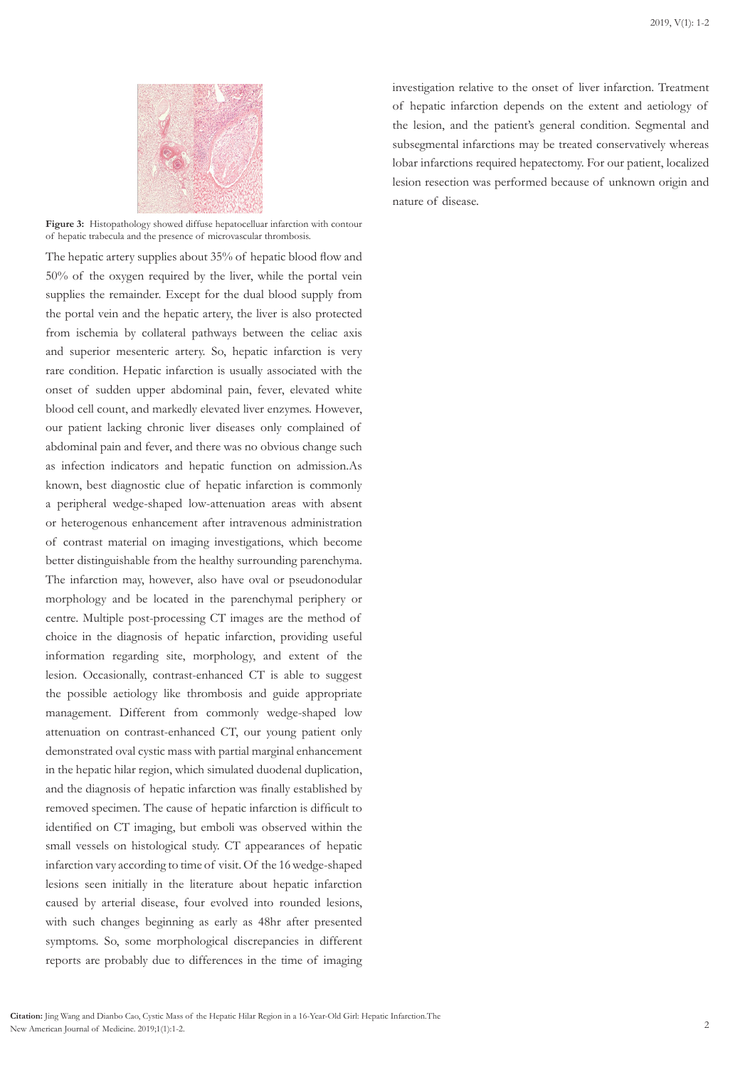**Figure 3:** Histopathology showed diffuse hepatocelluar infarction with contour of hepatic trabecula and the presence of microvascular thrombosis.

The hepatic artery supplies about 35% of hepatic blood flow and 50% of the oxygen required by the liver, while the portal vein supplies the remainder. Except for the dual blood supply from the portal vein and the hepatic artery, the liver is also protected from ischemia by collateral pathways between the celiac axis and superior mesenteric artery. So, hepatic infarction is very rare condition. Hepatic infarction is usually associated with the onset of sudden upper abdominal pain, fever, elevated white blood cell count, and markedly elevated liver enzymes. However, our patient lacking chronic liver diseases only complained of abdominal pain and fever, and there was no obvious change such as infection indicators and hepatic function on admission.As known, best diagnostic clue of hepatic infarction is commonly a peripheral wedge-shaped low-attenuation areas with absent or heterogenous enhancement after intravenous administration of contrast material on imaging investigations, which become better distinguishable from the healthy surrounding parenchyma. The infarction may, however, also have oval or pseudonodular morphology and be located in the parenchymal periphery or centre. Multiple post-processing CT images are the method of choice in the diagnosis of hepatic infarction, providing useful information regarding site, morphology, and extent of the lesion. Occasionally, contrast-enhanced CT is able to suggest the possible aetiology like thrombosis and guide appropriate management. Different from commonly wedge-shaped low attenuation on contrast-enhanced CT, our young patient only demonstrated oval cystic mass with partial marginal enhancement in the hepatic hilar region, which simulated duodenal duplication, and the diagnosis of hepatic infarction was finally established by removed specimen. The cause of hepatic infarction is difficult to identified on CT imaging, but emboli was observed within the small vessels on histological study. CT appearances of hepatic infarction vary according to time of visit. Of the 16 wedge-shaped lesions seen initially in the literature about hepatic infarction caused by arterial disease, four evolved into rounded lesions, with such changes beginning as early as 48hr after presented symptoms. So, some morphological discrepancies in different reports are probably due to differences in the time of imaging investigation relative to the onset of liver infarction. Treatment of hepatic infarction depends on the extent and aetiology of the lesion, and the patient's general condition. Segmental and subsegmental infarctions may be treated conservatively whereas lobar infarctions required hepatectomy. For our patient, localized lesion resection was performed because of unknown origin and nature of disease.

**Citation:** Jing Wang and Dianbo Cao, Cystic Mass of the Hepatic Hilar Region in a 16-Year-Old Girl: Hepatic Infarction.The New American Journal of Medicine. 2019;1(1):1-2.